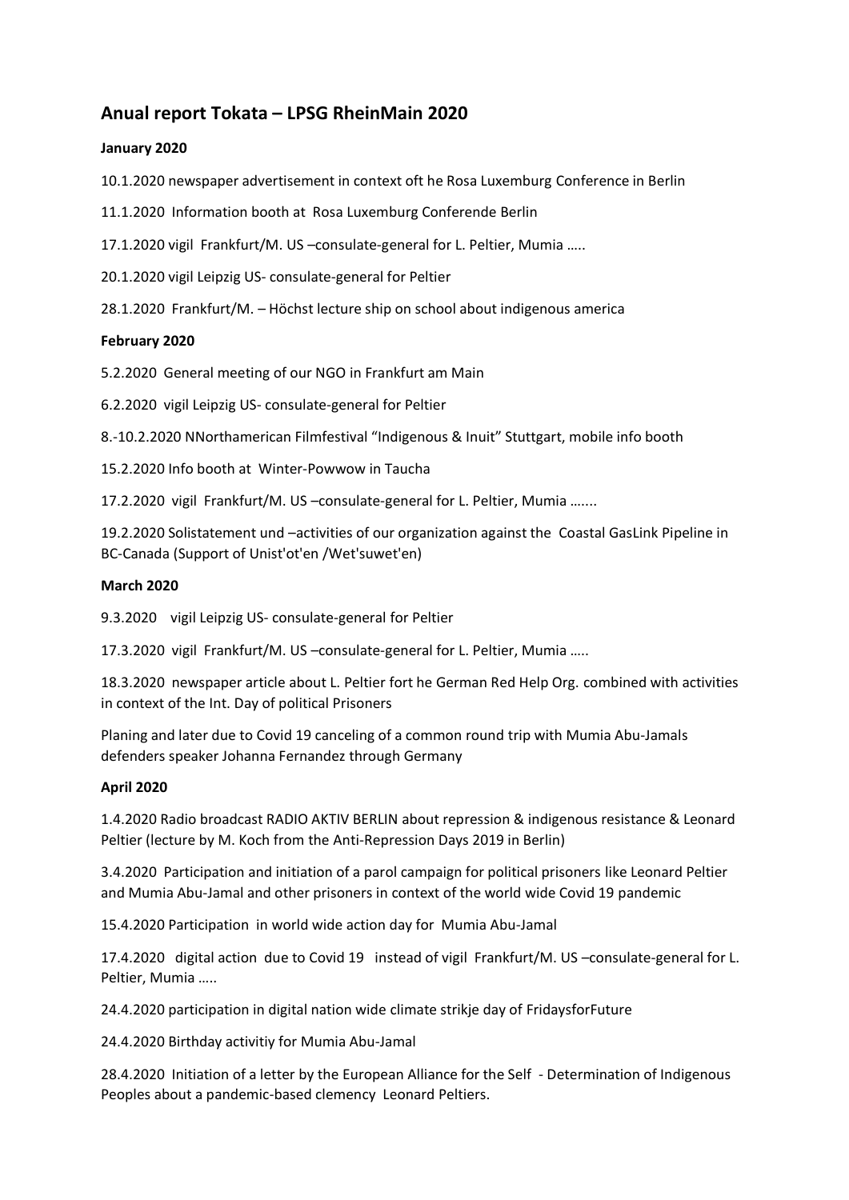# Anual report Tokata – LPSG RheinMain 2020

**January 2020**

10.1.2020 newspaper advertisement in context oft he Rosa Luxemburg Conference in Berlin

11.1.2020 Information booth at Rosa Luxemburg Conferende Berlin

17.1.2020 vigil Frankfurt/M. US –consulate-general for L. Peltier, Mumia …..

20.1.2020 vigil Leipzig US- consulate-general for Peltier

28.1.2020 Frankfurt/M. – Höchst lecture ship on school about indigenous america

**February 2020**

5.2.2020 General meeting of our NGO in Frankfurt am Main

6.2.2020 vigil Leipzig US- consulate-general for Peltier

8.-10.2.2020 NNorthamerican Filmfestival "Indigenous & Inuit" Stuttgart, mobile info booth

15.2.2020 Info booth at Winter-Powwow in Taucha

17.2.2020 vigil Frankfurt/M. US –consulate-general for L. Peltier, Mumia …....

19.2.2020 Solistatement und –activities of our organization against the Coastal GasLink Pipeline in BC-Canada (Support of Unist'ot'en /Wet'suwet'en)

**March 2020**

9.3.2020 vigil Leipzig US- consulate-general for Peltier

17.3.2020 vigil Frankfurt/M. US –consulate-general for L. Peltier, Mumia …..

18.3.2020 newspaper article about L. Peltier fort he German Red Help Org. combined with activities in context of the Int. Day of political Prisoners

Planing and later due to Covid 19 canceling of a common round trip with Mumia Abu-Jamals defenders speaker Johanna Fernandez through Germany

**April 2020**

1.4.2020 Radio broadcast RADIO AKTIV BERLIN about repression & indigenous resistance & Leonard Peltier (lecture by M. Koch from the Anti-Repression Days 2019 in Berlin)

3.4.2020 Participation and initiation of a parol campaign for political prisoners like Leonard Peltier and Mumia Abu-Jamal and other prisoners in context of the world wide Covid 19 pandemic

15.4.2020 Participation in world wide action day for Mumia Abu-Jamal

17.4.2020 digital action due to Covid 19 instead of vigil Frankfurt/M. US –consulate-general for L. Peltier, Mumia …..

24.4.2020 participation in digital nation wide climate strikje day of FridaysforFuture

24.4.2020 Birthday activitiy for Mumia Abu-Jamal

28.4.2020 Initiation of a letter by the European Alliance for the Self - Determination of Indigenous Peoples about a pandemic-based clemency Leonard Peltiers.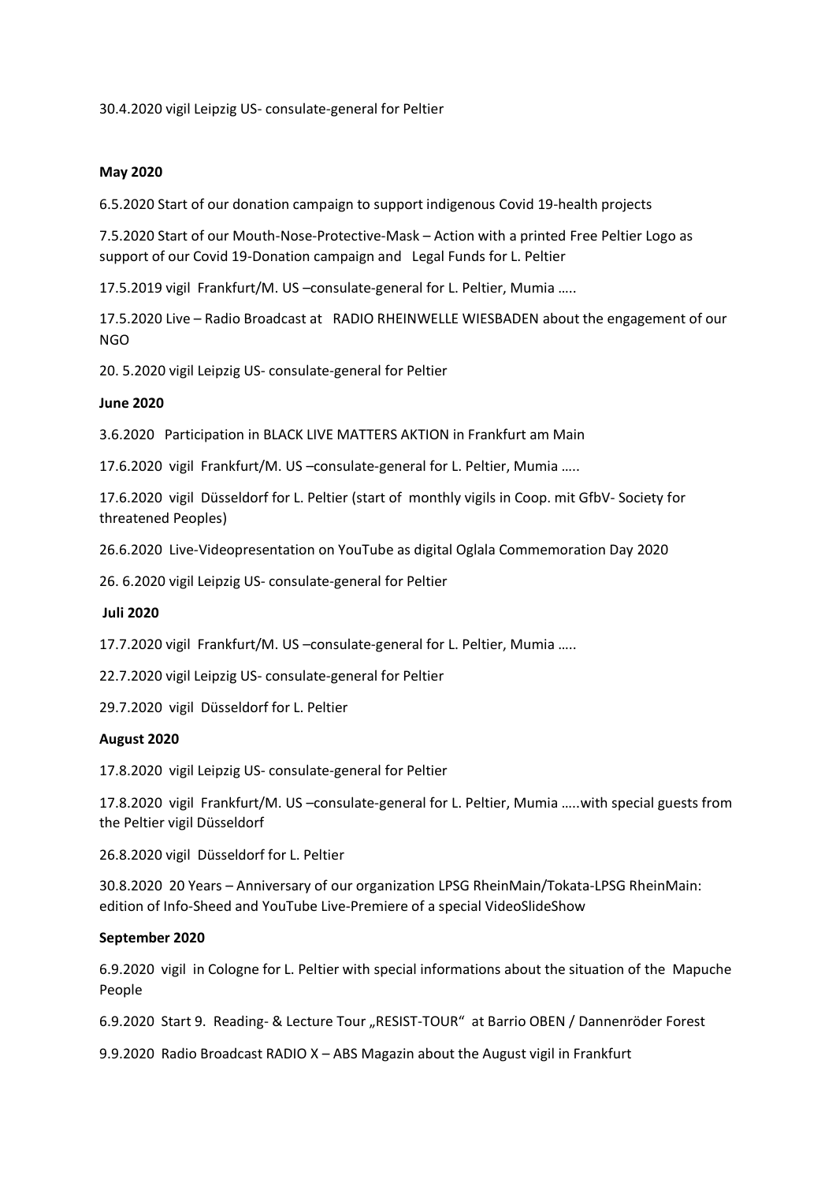30.4.2020 vigil Leipzig US- consulate-general for Peltier

**May 2020**

6.5.2020 Start of our donation campaign to support indigenous Covid 19-health projects

7.5.2020 Start of our Mouth-Nose-Protective-Mask – Action with a printed Free Peltier Logo as support of our Covid 19-Donation campaign and Legal Funds for L. Peltier

17.5.2019 vigil Frankfurt/M. US –consulate-general for L. Peltier, Mumia …..

17.5.2020 Live – Radio Broadcast at RADIO RHEINWELLE WIESBADEN about the engagement of our NGO

20. 5.2020 vigil Leipzig US- consulate-general for Peltier

**June 2020**

3.6.2020 Participation in BLACK LIVE MATTERS AKTION in Frankfurt am Main

17.6.2020 vigil Frankfurt/M. US –consulate-general for L. Peltier, Mumia …..

17.6.2020 vigil Düsseldorf for L. Peltier (start of monthly vigils in Coop. mit GfbV- Society for threatened Peoples)

26.6.2020 Live-Videopresentation on YouTube as digital Oglala Commemoration Day 2020

26. 6.2020 vigil Leipzig US- consulate-general for Peltier

**Juli 2020**

17.7.2020 vigil Frankfurt/M. US –consulate-general for L. Peltier, Mumia …..

22.7.2020 vigil Leipzig US- consulate-general for Peltier

29.7.2020 vigil Düsseldorf for L. Peltier

**August 2020**

17.8.2020 vigil Leipzig US- consulate-general for Peltier

17.8.2020 vigil Frankfurt/M. US –consulate-general for L. Peltier, Mumia …..with special guests from the Peltier vigil Düsseldorf

26.8.2020 vigil Düsseldorf for L. Peltier

30.8.2020 20 Years – Anniversary of our organization LPSG RheinMain/Tokata-LPSG RheinMain: edition of Info-Sheed and YouTube Live-Premiere of a special VideoSlideShow

**September 2020**

6.9.2020 vigil in Cologne for L. Peltier with special informations about the situation of the Mapuche People

6.9.2020 Start 9. Reading- & Lecture Tour „RESIST-TOUR" at Barrio OBEN / Dannenröder Forest

9.9.2020 Radio Broadcast RADIO X – ABS Magazin about the August vigil in Frankfurt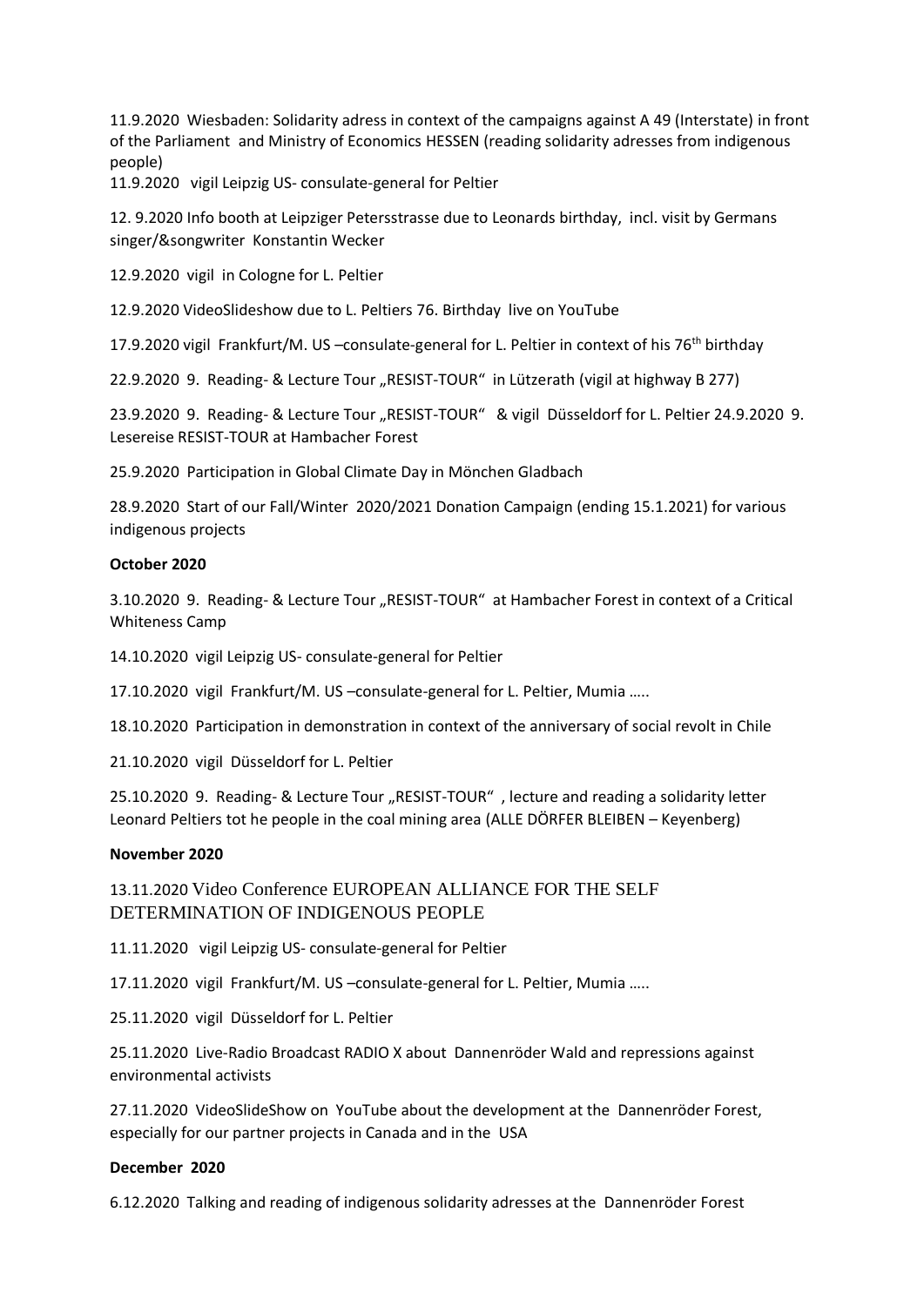11.9.2020 Wiesbaden: Solidarity adress in context of the campaigns against A 49 (Interstate) in front of the Parliament and Ministry of Economics HESSEN (reading solidarity adresses from indigenous people)

11.9.2020 vigil Leipzig US- consulate-general for Peltier

12. 9.2020 Info booth at Leipziger Petersstrasse due to Leonards birthday, incl. visit by Germans singer/&songwriter Konstantin Wecker

12.9.2020 vigil in Cologne for L. Peltier

12.9.2020 VideoSlideshow due to L. Peltiers 76. Birthday live on YouTube

17.9.2020 vigil Frankfurt/M. US –consulate-general for L. Peltier in context of his 76th birthday

22.9.2020 9. Reading- & Lecture Tour „RESIST-TOUR" in Lützerath (vigil at highway B 277)

23.9.2020 9. Reading- & Lecture Tour „RESIST-TOUR" & vigil Düsseldorf for L. Peltier 24.9.2020 9. Lesereise RESIST-TOUR at Hambacher Forest

25.9.2020 Participation in Global Climate Day in Mönchen Gladbach

28.9.2020 Start of our Fall/Winter 2020/2021 Donation Campaign (ending 15.1.2021) for various indigenous projects

**October 2020**

3.10.2020 9. Reading- & Lecture Tour „RESIST-TOUR" at Hambacher Forest in context of a Critical Whiteness Camp

14.10.2020 vigil Leipzig US- consulate-general for Peltier

17.10.2020 vigil Frankfurt/M. US –consulate-general for L. Peltier, Mumia …..

18.10.2020 Participation in demonstration in context of the anniversary of social revolt in Chile

21.10.2020 vigil Düsseldorf for L. Peltier

25.10.2020 9. Reading- & Lecture Tour „RESIST-TOUR" , lecture and reading a solidarity letter Leonard Peltiers tot he people in the coal mining area (ALLE DÖRFER BLEIBEN – Keyenberg)

**November 2020**

13.11.2020 Video Conference EUROPEAN ALLIANCE FOR THE SELF DETERMINATION OF INDIGENOUS PEOPLE

11.11.2020 vigil Leipzig US- consulate-general for Peltier

17.11.2020 vigil Frankfurt/M. US –consulate-general for L. Peltier, Mumia …..

25.11.2020 vigil Düsseldorf for L. Peltier

25.11.2020 Live-Radio Broadcast RADIO X about Dannenröder Wald and repressions against environmental activists

27.11.2020 VideoSlideShow on YouTube about the development at the Dannenröder Forest, especially for our partner projects in Canada and in the USA

**December 2020**

6.12.2020 Talking and reading of indigenous solidarity adresses at the Dannenröder Forest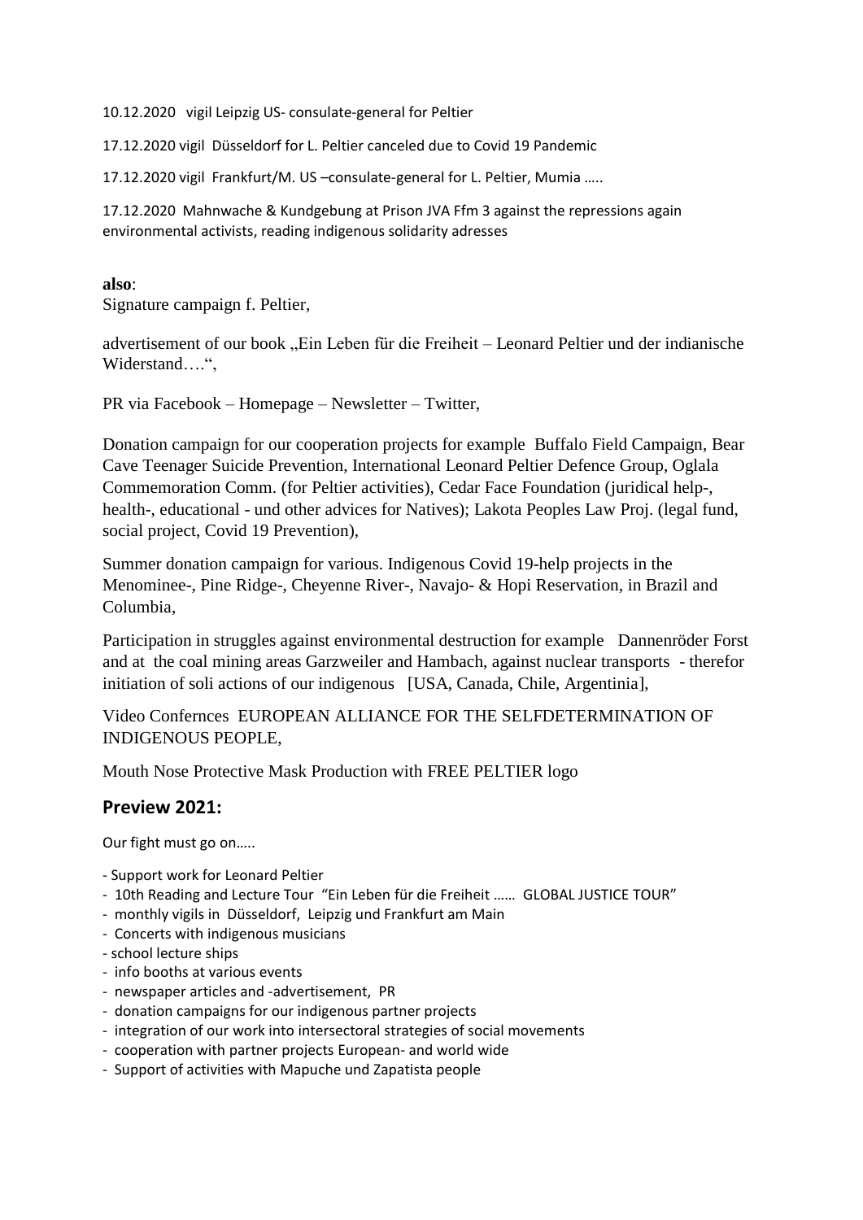10.12.2020 vigil Leipzig US- consulate-general for Peltier

17.12.2020 vigil Düsseldorf for L. Peltier canceled due to Covid 19 Pandemic

17.12.2020 vigil Frankfurt/M. US –consulate-general for L. Peltier, Mumia …..

17.12.2020 Mahnwache & Kundgebung at Prison JVA Ffm 3 against the repressions again environmental activists, reading indigenous solidarity adresses

**also**:
Signature campaign f. Peltier,

advertisement of our book „Ein Leben für die Freiheit – Leonard Peltier und der indianische Widerstand….",

PR via Facebook – Homepage – Newsletter – Twitter,

Donation campaign for our cooperation projects for example Buffalo Field Campaign, Bear Cave Teenager Suicide Prevention, International Leonard Peltier Defence Group, Oglala Commemoration Comm. (for Peltier activities), Cedar Face Foundation (juridical help-, health-, educational - und other advices for Natives); Lakota Peoples Law Proj. (legal fund, social project, Covid 19 Prevention),

Summer donation campaign for various. Indigenous Covid 19-help projects in the Menominee-, Pine Ridge-, Cheyenne River-, Navajo- & Hopi Reservation, in Brazil and Columbia,

Participation in struggles against environmental destruction for example Dannenröder Forst and at the coal mining areas Garzweiler and Hambach, against nuclear transports - therefor initiation of soli actions of our indigenous [USA, Canada, Chile, Argentinia],

Video Confernces EUROPEAN ALLIANCE FOR THE SELFDETERMINATION OF INDIGENOUS PEOPLE,

Mouth Nose Protective Mask Production with FREE PELTIER logo

## Preview 2021:

Our fight must go on…..

- Support work for Leonard Peltier
- 10th Reading and Lecture Tour "Ein Leben für die Freiheit …… GLOBAL JUSTICE TOUR"
- monthly vigils in Düsseldorf, Leipzig und Frankfurt am Main
- Concerts with indigenous musicians
- school lecture ships
- info booths at various events
- newspaper articles and -advertisement, PR
- donation campaigns for our indigenous partner projects
- integration of our work into intersectoral strategies of social movements
- cooperation with partner projects European- and world wide
- Support of activities with Mapuche und Zapatista people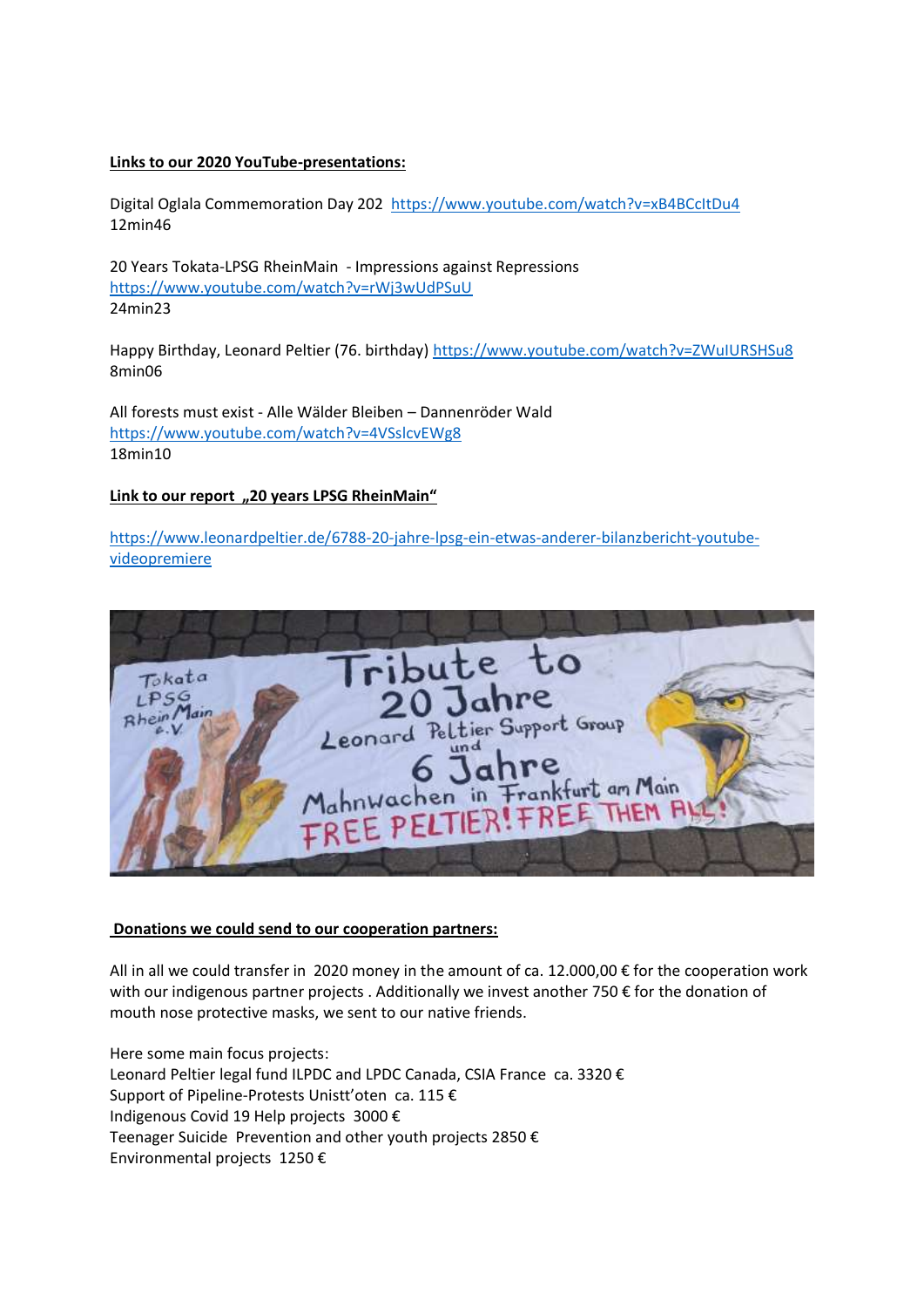**Links to our 2020 YouTube-presentations:**

Digital Oglala Commemoration Day 202 https://www.youtube.com/watch?v=xB4BCcItDu4
12min46

20 Years Tokata-LPSG RheinMain - Impressions against Repressions
https://www.youtube.com/watch?v=rWj3wUdPSuU
24min23

Happy Birthday, Leonard Peltier (76. birthday) https://www.youtube.com/watch?v=ZWuIURSHSu8
8min06

All forests must exist - Alle Wälder Bleiben – Dannenröder Wald
https://www.youtube.com/watch?v=4VSslcvEWg8
18min10

**Link to our report „20 years LPSG RheinMain"**

https://www.leonardpeltier.de/6788-20-jahre-lpsg-ein-etwas-anderer-bilanzbericht-youtube-videopremiere

**Donations we could send to our cooperation partners:**

All in all we could transfer in 2020 money in the amount of ca. 12.000,00 € for the cooperation work with our indigenous partner projects . Additionally we invest another 750 € for the donation of mouth nose protective masks, we sent to our native friends.

Here some main focus projects:
Leonard Peltier legal fund ILPDC and LPDC Canada, CSIA France ca. 3320 €
Support of Pipeline-Protests Unistt'oten ca. 115 €
Indigenous Covid 19 Help projects 3000 €
Teenager Suicide Prevention and other youth projects 2850 €
Environmental projects 1250 €